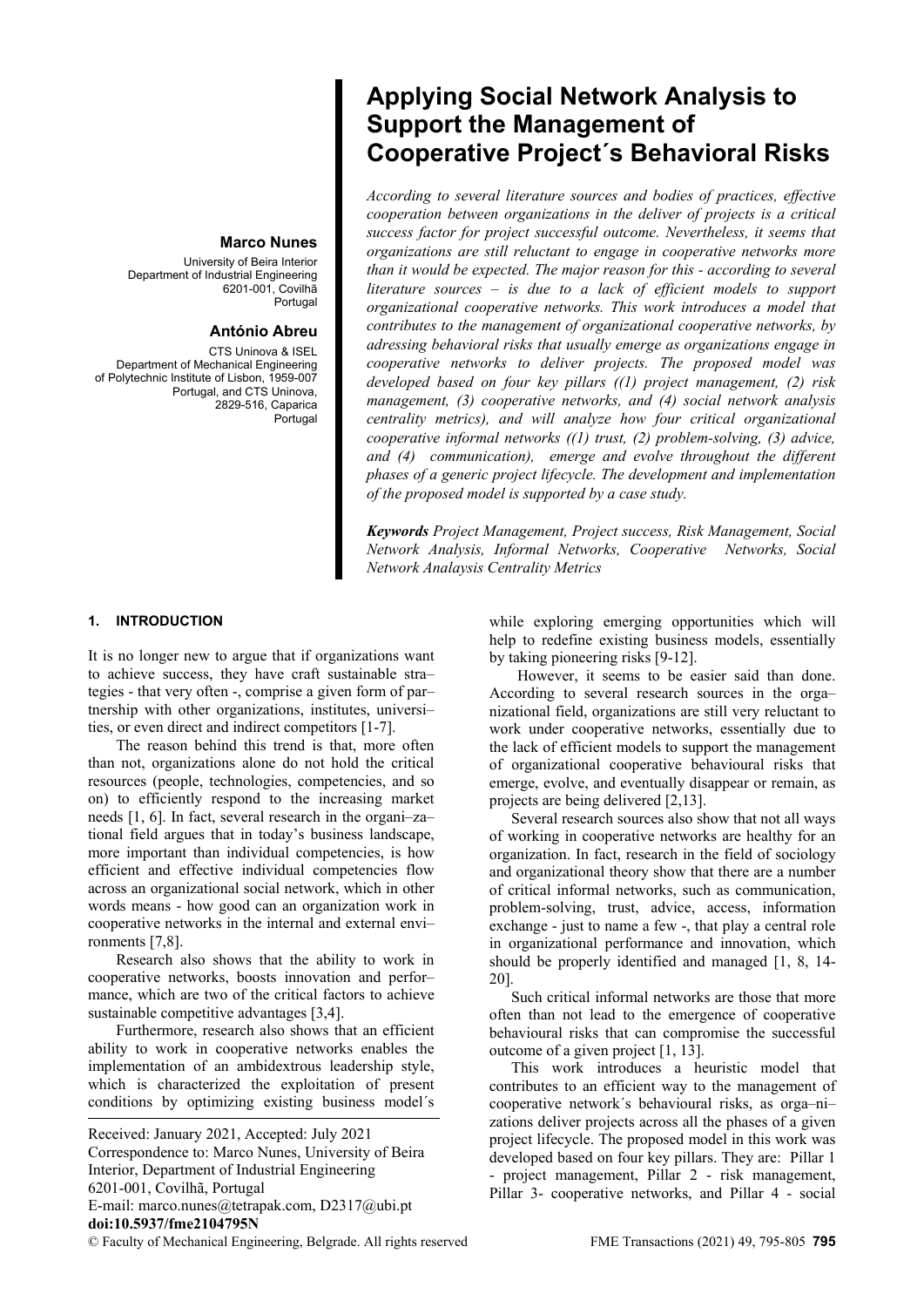# Applying Social Network Analysis to Support the Management of Cooperative Project´s Behavioral Risks

**Marco Nunes**
University of Beira Interior
Department of Industrial Engineering
6201-001, Covilhã
Portugal

**António Abreu**
CTS Uninova & ISEL
Department of Mechanical Engineering
of Polytechnic Institute of Lisbon, 1959-007
Portugal, and CTS Uninova,
2829-516, Caparica
Portugal

*According to several literature sources and bodies of practices, effective cooperation between organizations in the deliver of projects is a critical success factor for project successful outcome. Nevertheless, it seems that organizations are still reluctant to engage in cooperative networks more than it would be expected. The major reason for this - according to several literature sources – is due to a lack of efficient models to support organizational cooperative networks. This work introduces a model that contributes to the management of organizational cooperative networks, by adressing behavioral risks that usually emerge as organizations engage in cooperative networks to deliver projects. The proposed model was developed based on four key pillars ((1) project management, (2) risk management, (3) cooperative networks, and (4) social network analysis centrality metrics), and will analyze how four critical organizational cooperative informal networks ((1) trust, (2) problem-solving, (3) advice, and (4) communication), emerge and evolve throughout the different phases of a generic project lifecycle. The development and implementation of the proposed model is supported by a case study.*

***Keywords*** *Project Management, Project success, Risk Management, Social Network Analysis, Informal Networks, Cooperative Networks, Social Network Analaysis Centrality Metrics*

## 1. INTRODUCTION

It is no longer new to argue that if organizations want to achieve success, they have craft sustainable strategies - that very often -, comprise a given form of partnership with other organizations, institutes, universities, or even direct and indirect competitors [1-7].

The reason behind this trend is that, more often than not, organizations alone do not hold the critical resources (people, technologies, competencies, and so on) to efficiently respond to the increasing market needs [1, 6]. In fact, several research in the organizational field argues that in today's business landscape, more important than individual competencies, is how efficient and effective individual competencies flow across an organizational social network, which in other words means - how good can an organization work in cooperative networks in the internal and external environments [7,8].

Research also shows that the ability to work in cooperative networks, boosts innovation and performance, which are two of the critical factors to achieve sustainable competitive advantages [3,4].

Furthermore, research also shows that an efficient ability to work in cooperative networks enables the implementation of an ambidextrous leadership style, which is characterized the exploitation of present conditions by optimizing existing business model´s while exploring emerging opportunities which will help to redefine existing business models, essentially by taking pioneering risks [9-12].

However, it seems to be easier said than done. According to several research sources in the organizational field, organizations are still very reluctant to work under cooperative networks, essentially due to the lack of efficient models to support the management of organizational cooperative behavioural risks that emerge, evolve, and eventually disappear or remain, as projects are being delivered [2,13].

Several research sources also show that not all ways of working in cooperative networks are healthy for an organization. In fact, research in the field of sociology and organizational theory show that there are a number of critical informal networks, such as communication, problem-solving, trust, advice, access, information exchange - just to name a few -, that play a central role in organizational performance and innovation, which should be properly identified and managed [1, 8, 14-20].

Such critical informal networks are those that more often than not lead to the emergence of cooperative behavioural risks that can compromise the successful outcome of a given project [1, 13].

This work introduces a heuristic model that contributes to an efficient way to the management of cooperative network´s behavioural risks, as organizations deliver projects across all the phases of a given project lifecycle. The proposed model in this work was developed based on four key pillars. They are: Pillar 1 - project management, Pillar 2 - risk management, Pillar 3- cooperative networks, and Pillar 4 - social

Received: January 2021, Accepted: July 2021
Correspondence to: Marco Nunes, University of Beira Interior, Department of Industrial Engineering
6201-001, Covilhã, Portugal
E-mail: marco.nunes@tetrapak.com, D2317@ubi.pt
**doi:10.5937/fme2104795N**
© Faculty of Mechanical Engineering, Belgrade. All rights reserved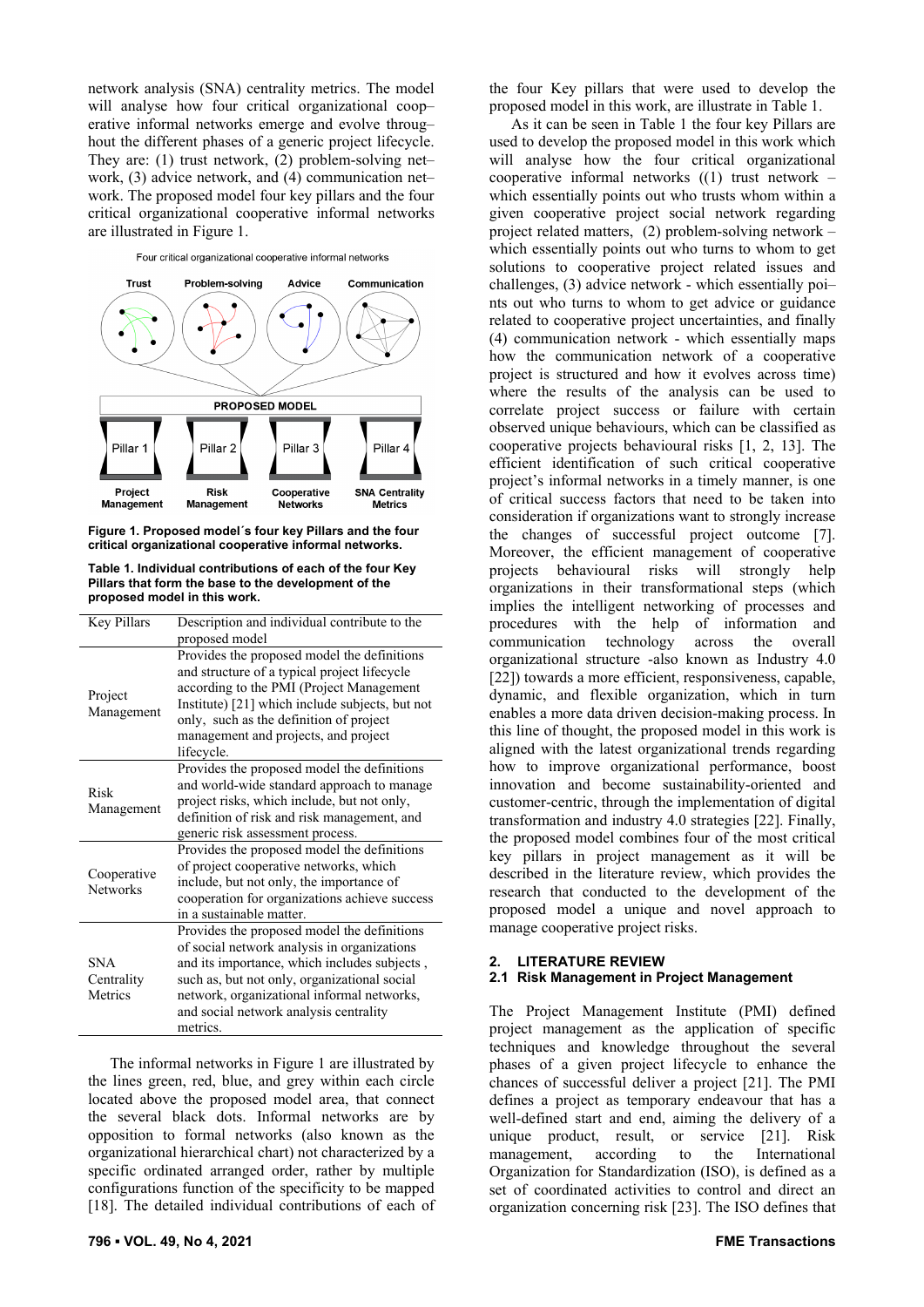network analysis (SNA) centrality metrics. The model will analyse how four critical organizational coop–erative informal networks emerge and evolve throug–hout the different phases of a generic project lifecycle. They are: (1) trust network, (2) problem-solving net–work, (3) advice network, and (4) communication net–work. The proposed model four key pillars and the four critical organizational cooperative informal networks are illustrated in Figure 1.

**Figure 1. Proposed model´s four key Pillars and the four critical organizational cooperative informal networks.**

**Table 1. Individual contributions of each of the four Key Pillars that form the base to the development of the proposed model in this work.**

| Key Pillars | Description and individual contribute to the proposed model |
|---|---|
| Project Management | Provides the proposed model the definitions and structure of a typical project lifecycle according to the PMI (Project Management Institute) [21] which include subjects, but not only, such as the definition of project management and projects, and project lifecycle. |
| Risk Management | Provides the proposed model the definitions and world-wide standard approach to manage project risks, which include, but not only, definition of risk and risk management, and generic risk assessment process. |
| Cooperative Networks | Provides the proposed model the definitions of project cooperative networks, which include, but not only, the importance of cooperation for organizations achieve success in a sustainable matter. |
| SNA Centrality Metrics | Provides the proposed model the definitions of social network analysis in organizations and its importance, which includes subjects , such as, but not only, organizational social network, organizational informal networks, and social network analysis centrality metrics. |

The informal networks in Figure 1 are illustrated by the lines green, red, blue, and grey within each circle located above the proposed model area, that connect the several black dots. Informal networks are by opposition to formal networks (also known as the organizational hierarchical chart) not characterized by a specific ordinated arranged order, rather by multiple configurations function of the specificity to be mapped [18]. The detailed individual contributions of each of the four Key pillars that were used to develop the proposed model in this work, are illustrate in Table 1.

As it can be seen in Table 1 the four key Pillars are used to develop the proposed model in this work which will analyse how the four critical organizational cooperative informal networks ((1) trust network – which essentially points out who trusts whom within a given cooperative project social network regarding project related matters, (2) problem-solving network – which essentially points out who turns to whom to get solutions to cooperative project related issues and challenges, (3) advice network - which essentially poi–nts out who turns to whom to get advice or guidance related to cooperative project uncertainties, and finally (4) communication network - which essentially maps how the communication network of a cooperative project is structured and how it evolves across time) where the results of the analysis can be used to correlate project success or failure with certain observed unique behaviours, which can be classified as cooperative projects behavioural risks [1, 2, 13]. The efficient identification of such critical cooperative project's informal networks in a timely manner, is one of critical success factors that need to be taken into consideration if organizations want to strongly increase the changes of successful project outcome [7]. Moreover, the efficient management of cooperative projects behavioural risks will strongly help organizations in their transformational steps (which implies the intelligent networking of processes and procedures with the help of information and communication technology across the overall organizational structure -also known as Industry 4.0 [22]) towards a more efficient, responsiveness, capable, dynamic, and flexible organization, which in turn enables a more data driven decision-making process. In this line of thought, the proposed model in this work is aligned with the latest organizational trends regarding how to improve organizational performance, boost innovation and become sustainability-oriented and customer-centric, through the implementation of digital transformation and industry 4.0 strategies [22]. Finally, the proposed model combines four of the most critical key pillars in project management as it will be described in the literature review, which provides the research that conducted to the development of the proposed model a unique and novel approach to manage cooperative project risks.

## 2. LITERATURE REVIEW

### 2.1 Risk Management in Project Management

The Project Management Institute (PMI) defined project management as the application of specific techniques and knowledge throughout the several phases of a given project lifecycle to enhance the chances of successful deliver a project [21]. The PMI defines a project as temporary endeavour that has a well-defined start and end, aiming the delivery of a unique product, result, or service [21]. Risk management, according to the International Organization for Standardization (ISO), is defined as a set of coordinated activities to control and direct an organization concerning risk [23]. The ISO defines that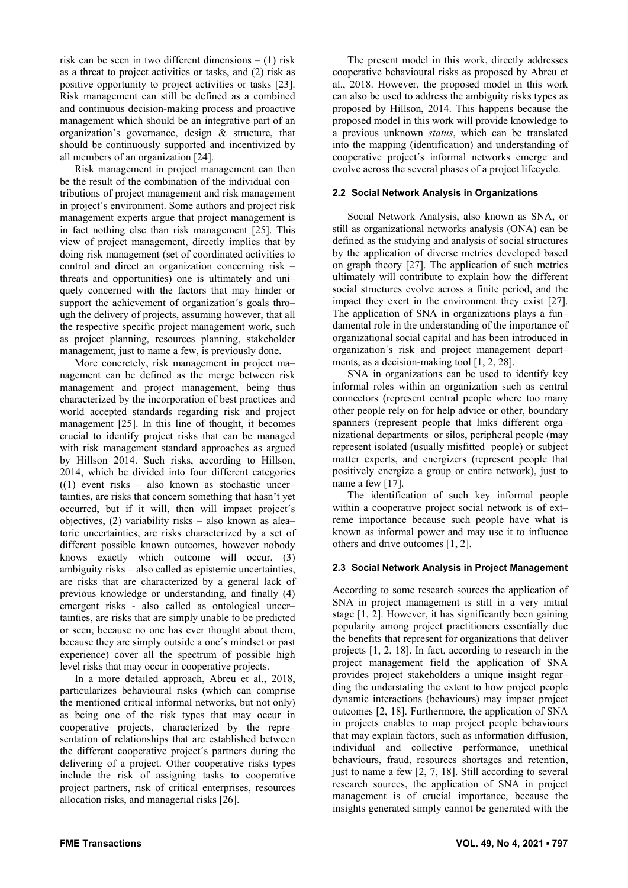risk can be seen in two different dimensions – (1) risk as a threat to project activities or tasks, and (2) risk as positive opportunity to project activities or tasks [23]. Risk management can still be defined as a combined and continuous decision-making process and proactive management which should be an integrative part of an organization's governance, design & structure, that should be continuously supported and incentivized by all members of an organization [24].

Risk management in project management can then be the result of the combination of the individual contributions of project management and risk management in project´s environment. Some authors and project risk management experts argue that project management is in fact nothing else than risk management [25]. This view of project management, directly implies that by doing risk management (set of coordinated activities to control and direct an organization concerning risk – threats and opportunities) one is ultimately and uniquely concerned with the factors that may hinder or support the achievement of organization´s goals through the delivery of projects, assuming however, that all the respective specific project management work, such as project planning, resources planning, stakeholder management, just to name a few, is previously done.

More concretely, risk management in project management can be defined as the merge between risk management and project management, being thus characterized by the incorporation of best practices and world accepted standards regarding risk and project management [25]. In this line of thought, it becomes crucial to identify project risks that can be managed with risk management standard approaches as argued by Hillson 2014. Such risks, according to Hillson, 2014, which be divided into four different categories ((1) event risks – also known as stochastic uncertainties, are risks that concern something that hasn't yet occurred, but if it will, then will impact project´s objectives, (2) variability risks – also known as aleatoric uncertainties, are risks characterized by a set of different possible known outcomes, however nobody knows exactly which outcome will occur, (3) ambiguity risks – also called as epistemic uncertainties, are risks that are characterized by a general lack of previous knowledge or understanding, and finally (4) emergent risks - also called as ontological uncertainties, are risks that are simply unable to be predicted or seen, because no one has ever thought about them, because they are simply outside a one´s mindset or past experience) cover all the spectrum of possible high level risks that may occur in cooperative projects.

In a more detailed approach, Abreu et al., 2018, particularizes behavioural risks (which can comprise the mentioned critical informal networks, but not only) as being one of the risk types that may occur in cooperative projects, characterized by the representation of relationships that are established between the different cooperative project´s partners during the delivering of a project. Other cooperative risks types include the risk of assigning tasks to cooperative project partners, risk of critical enterprises, resources allocation risks, and managerial risks [26].

The present model in this work, directly addresses cooperative behavioural risks as proposed by Abreu et al., 2018. However, the proposed model in this work can also be used to address the ambiguity risks types as proposed by Hillson, 2014. This happens because the proposed model in this work will provide knowledge to a previous unknown *status*, which can be translated into the mapping (identification) and understanding of cooperative project´s informal networks emerge and evolve across the several phases of a project lifecycle.

### 2.2 Social Network Analysis in Organizations

Social Network Analysis, also known as SNA, or still as organizational networks analysis (ONA) can be defined as the studying and analysis of social structures by the application of diverse metrics developed based on graph theory [27]. The application of such metrics ultimately will contribute to explain how the different social structures evolve across a finite period, and the impact they exert in the environment they exist [27]. The application of SNA in organizations plays a fundamental role in the understanding of the importance of organizational social capital and has been introduced in organization´s risk and project management departments, as a decision-making tool [1, 2, 28].

SNA in organizations can be used to identify key informal roles within an organization such as central connectors (represent central people where too many other people rely on for help advice or other, boundary spanners (represent people that links different organizational departments or silos, peripheral people (may represent isolated (usually misfitted people) or subject matter experts, and energizers (represent people that positively energize a group or entire network), just to name a few [17].

The identification of such key informal people within a cooperative project social network is of extreme importance because such people have what is known as informal power and may use it to influence others and drive outcomes [1, 2].

### 2.3 Social Network Analysis in Project Management

According to some research sources the application of SNA in project management is still in a very initial stage [1, 2]. However, it has significantly been gaining popularity among project practitioners essentially due the benefits that represent for organizations that deliver projects [1, 2, 18]. In fact, according to research in the project management field the application of SNA provides project stakeholders a unique insight regarding the understating the extent to how project people dynamic interactions (behaviours) may impact project outcomes [2, 18]. Furthermore, the application of SNA in projects enables to map project people behaviours that may explain factors, such as information diffusion, individual and collective performance, unethical behaviours, fraud, resources shortages and retention, just to name a few [2, 7, 18]. Still according to several research sources, the application of SNA in project management is of crucial importance, because the insights generated simply cannot be generated with the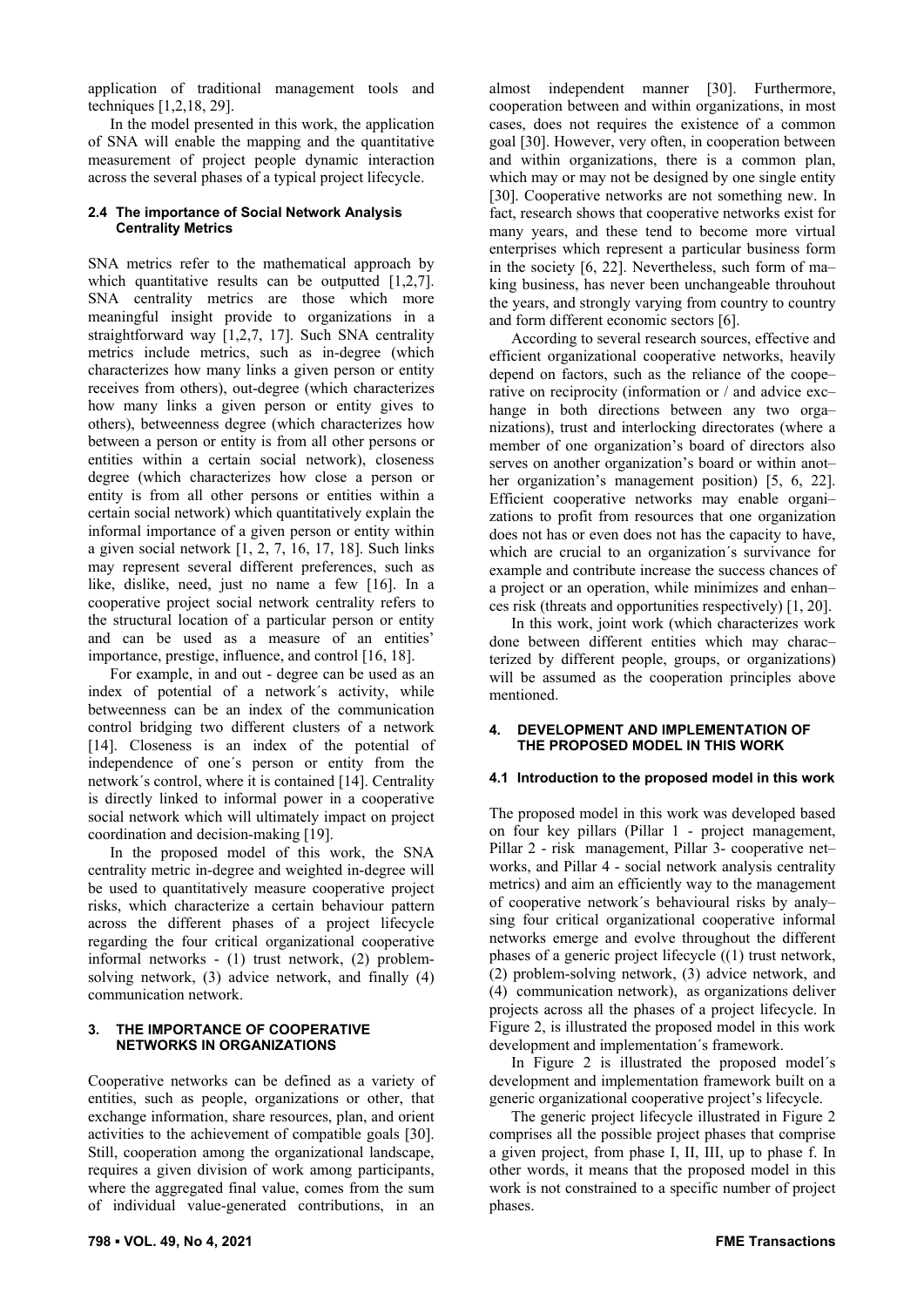application of traditional management tools and techniques [1,2,18, 29].

In the model presented in this work, the application of SNA will enable the mapping and the quantitative measurement of project people dynamic interaction across the several phases of a typical project lifecycle.

### 2.4 The importance of Social Network Analysis Centrality Metrics

SNA metrics refer to the mathematical approach by which quantitative results can be outputted [1,2,7]. SNA centrality metrics are those which more meaningful insight provide to organizations in a straightforward way [1,2,7, 17]. Such SNA centrality metrics include metrics, such as in-degree (which characterizes how many links a given person or entity receives from others), out-degree (which characterizes how many links a given person or entity gives to others), betweenness degree (which characterizes how between a person or entity is from all other persons or entities within a certain social network), closeness degree (which characterizes how close a person or entity is from all other persons or entities within a certain social network) which quantitatively explain the informal importance of a given person or entity within a given social network [1, 2, 7, 16, 17, 18]. Such links may represent several different preferences, such as like, dislike, need, just no name a few [16]. In a cooperative project social network centrality refers to the structural location of a particular person or entity and can be used as a measure of an entities' importance, prestige, influence, and control [16, 18].

For example, in and out - degree can be used as an index of potential of a network´s activity, while betweenness can be an index of the communication control bridging two different clusters of a network [14]. Closeness is an index of the potential of independence of one´s person or entity from the network´s control, where it is contained [14]. Centrality is directly linked to informal power in a cooperative social network which will ultimately impact on project coordination and decision-making [19].

In the proposed model of this work, the SNA centrality metric in-degree and weighted in-degree will be used to quantitatively measure cooperative project risks, which characterize a certain behaviour pattern across the different phases of a project lifecycle regarding the four critical organizational cooperative informal networks - (1) trust network, (2) problem-solving network, (3) advice network, and finally (4) communication network.

## 3. THE IMPORTANCE OF COOPERATIVE NETWORKS IN ORGANIZATIONS

Cooperative networks can be defined as a variety of entities, such as people, organizations or other, that exchange information, share resources, plan, and orient activities to the achievement of compatible goals [30]. Still, cooperation among the organizational landscape, requires a given division of work among participants, where the aggregated final value, comes from the sum of individual value-generated contributions, in an almost independent manner [30]. Furthermore, cooperation between and within organizations, in most cases, does not requires the existence of a common goal [30]. However, very often, in cooperation between and within organizations, there is a common plan, which may or may not be designed by one single entity [30]. Cooperative networks are not something new. In fact, research shows that cooperative networks exist for many years, and these tend to become more virtual enterprises which represent a particular business form in the society [6, 22]. Nevertheless, such form of making business, has never been unchangeable throuhout the years, and strongly varying from country to country and form different economic sectors [6].

According to several research sources, effective and efficient organizational cooperative networks, heavily depend on factors, such as the reliance of the cooperative on reciprocity (information or / and advice exchange in both directions between any two organizations), trust and interlocking directorates (where a member of one organization's board of directors also serves on another organization's board or within another organization's management position) [5, 6, 22]. Efficient cooperative networks may enable organizations to profit from resources that one organization does not has or even does not has the capacity to have, which are crucial to an organization´s survivance for example and contribute increase the success chances of a project or an operation, while minimizes and enhances risk (threats and opportunities respectively) [1, 20].

In this work, joint work (which characterizes work done between different entities which may characterized by different people, groups, or organizations) will be assumed as the cooperation principles above mentioned.

## 4. DEVELOPMENT AND IMPLEMENTATION OF THE PROPOSED MODEL IN THIS WORK

### 4.1 Introduction to the proposed model in this work

The proposed model in this work was developed based on four key pillars (Pillar 1 - project management, Pillar 2 - risk management, Pillar 3- cooperative networks, and Pillar 4 - social network analysis centrality metrics) and aim an efficiently way to the management of cooperative network´s behavioural risks by analysing four critical organizational cooperative informal networks emerge and evolve throughout the different phases of a generic project lifecycle ((1) trust network, (2) problem-solving network, (3) advice network, and (4) communication network), as organizations deliver projects across all the phases of a project lifecycle. In Figure 2, is illustrated the proposed model in this work development and implementation´s framework.

In Figure 2 is illustrated the proposed model´s development and implementation framework built on a generic organizational cooperative project's lifecycle.

The generic project lifecycle illustrated in Figure 2 comprises all the possible project phases that comprise a given project, from phase I, II, III, up to phase f. In other words, it means that the proposed model in this work is not constrained to a specific number of project phases.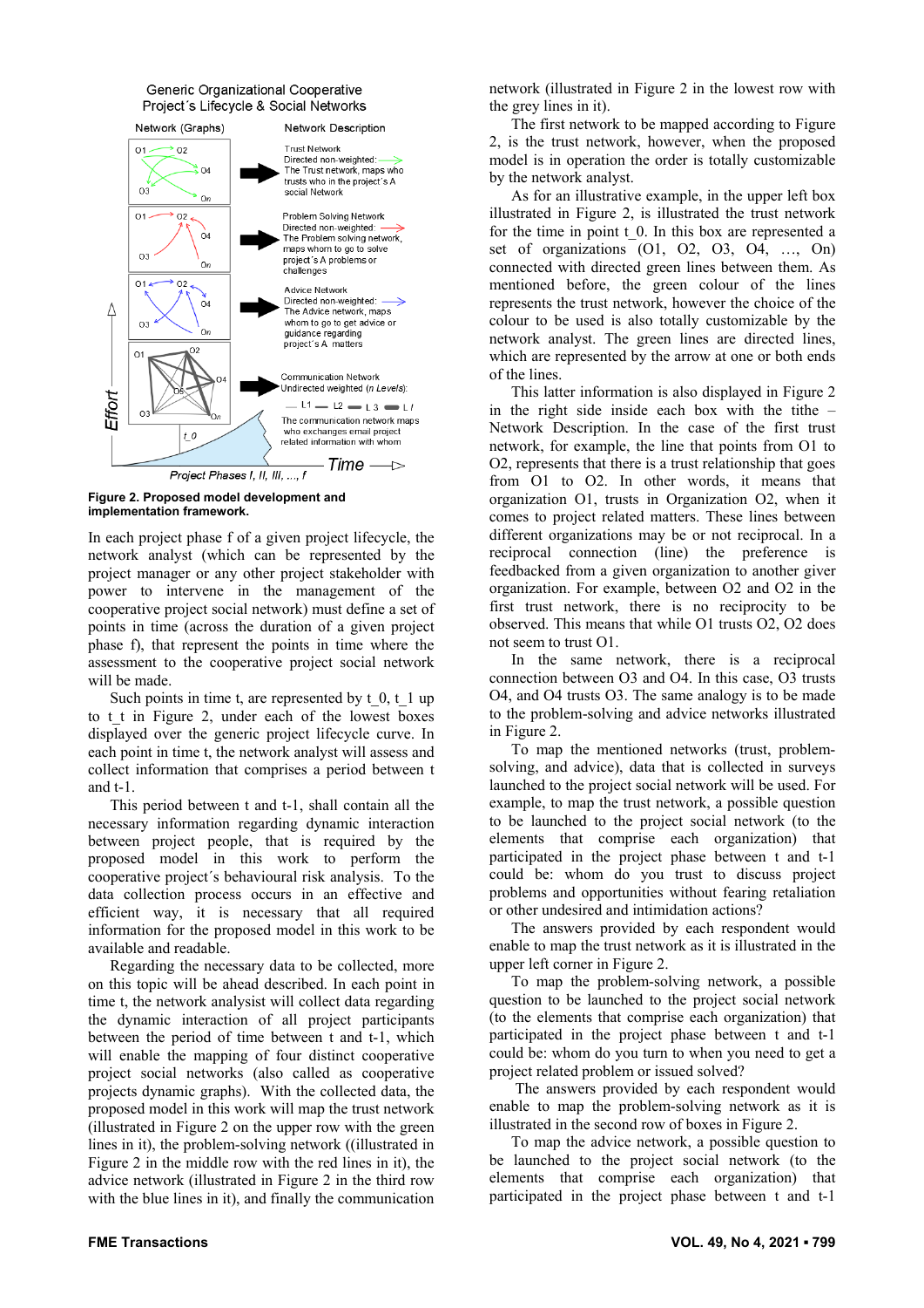**Figure 2. Proposed model development and implementation framework.**

In each project phase f of a given project lifecycle, the network analyst (which can be represented by the project manager or any other project stakeholder with power to intervene in the management of the cooperative project social network) must define a set of points in time (across the duration of a given project phase f), that represent the points in time where the assessment to the cooperative project social network will be made.

Such points in time t, are represented by t_0, t_1 up to t_t in Figure 2, under each of the lowest boxes displayed over the generic project lifecycle curve. In each point in time t, the network analyst will assess and collect information that comprises a period between t and t-1.

This period between t and t-1, shall contain all the necessary information regarding dynamic interaction between project people, that is required by the proposed model in this work to perform the cooperative project´s behavioural risk analysis. To the data collection process occurs in an effective and efficient way, it is necessary that all required information for the proposed model in this work to be available and readable.

Regarding the necessary data to be collected, more on this topic will be ahead described. In each point in time t, the network analysist will collect data regarding the dynamic interaction of all project participants between the period of time between t and t-1, which will enable the mapping of four distinct cooperative project social networks (also called as cooperative projects dynamic graphs). With the collected data, the proposed model in this work will map the trust network (illustrated in Figure 2 on the upper row with the green lines in it), the problem-solving network ((illustrated in Figure 2 in the middle row with the red lines in it), the advice network (illustrated in Figure 2 in the third row with the blue lines in it), and finally the communication network (illustrated in Figure 2 in the lowest row with the grey lines in it).

The first network to be mapped according to Figure 2, is the trust network, however, when the proposed model is in operation the order is totally customizable by the network analyst.

As for an illustrative example, in the upper left box illustrated in Figure 2, is illustrated the trust network for the time in point t_0. In this box are represented a set of organizations (O1, O2, O3, O4, …, On) connected with directed green lines between them. As mentioned before, the green colour of the lines represents the trust network, however the choice of the colour to be used is also totally customizable by the network analyst. The green lines are directed lines, which are represented by the arrow at one or both ends of the lines.

This latter information is also displayed in Figure 2 in the right side inside each box with the tithe – Network Description. In the case of the first trust network, for example, the line that points from O1 to O2, represents that there is a trust relationship that goes from O1 to O2. In other words, it means that organization O1, trusts in Organization O2, when it comes to project related matters. These lines between different organizations may be or not reciprocal. In a reciprocal connection (line) the preference is feedbacked from a given organization to another giver organization. For example, between O2 and O2 in the first trust network, there is no reciprocity to be observed. This means that while O1 trusts O2, O2 does not seem to trust O1.

In the same network, there is a reciprocal connection between O3 and O4. In this case, O3 trusts O4, and O4 trusts O3. The same analogy is to be made to the problem-solving and advice networks illustrated in Figure 2.

To map the mentioned networks (trust, problem-solving, and advice), data that is collected in surveys launched to the project social network will be used. For example, to map the trust network, a possible question to be launched to the project social network (to the elements that comprise each organization) that participated in the project phase between t and t-1 could be: whom do you trust to discuss project problems and opportunities without fearing retaliation or other undesired and intimidation actions?

The answers provided by each respondent would enable to map the trust network as it is illustrated in the upper left corner in Figure 2.

To map the problem-solving network, a possible question to be launched to the project social network (to the elements that comprise each organization) that participated in the project phase between t and t-1 could be: whom do you turn to when you need to get a project related problem or issued solved?

The answers provided by each respondent would enable to map the problem-solving network as it is illustrated in the second row of boxes in Figure 2.

To map the advice network, a possible question to be launched to the project social network (to the elements that comprise each organization) that participated in the project phase between t and t-1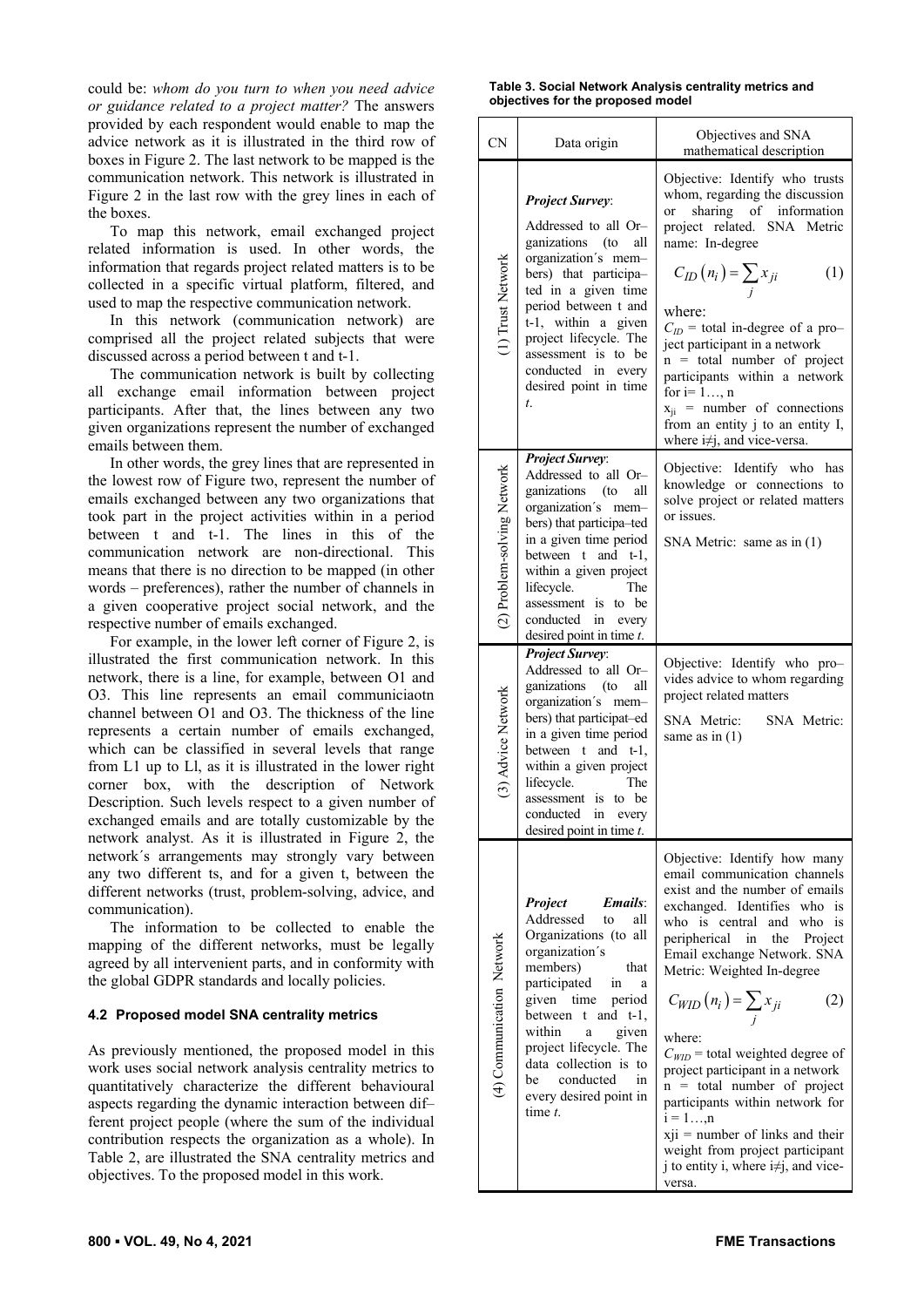could be: *whom do you turn to when you need advice or guidance related to a project matter?* The answers provided by each respondent would enable to map the advice network as it is illustrated in the third row of boxes in Figure 2. The last network to be mapped is the communication network. This network is illustrated in Figure 2 in the last row with the grey lines in each of the boxes.

To map this network, email exchanged project related information is used. In other words, the information that regards project related matters is to be collected in a specific virtual platform, filtered, and used to map the respective communication network.

In this network (communication network) are comprised all the project related subjects that were discussed across a period between t and t-1.

The communication network is built by collecting all exchange email information between project participants. After that, the lines between any two given organizations represent the number of exchanged emails between them.

In other words, the grey lines that are represented in the lowest row of Figure two, represent the number of emails exchanged between any two organizations that took part in the project activities within in a period between t and t-1. The lines in this of the communication network are non-directional. This means that there is no direction to be mapped (in other words – preferences), rather the number of channels in a given cooperative project social network, and the respective number of emails exchanged.

For example, in the lower left corner of Figure 2, is illustrated the first communication network. In this network, there is a line, for example, between O1 and O3. This line represents an email communiciaotn channel between O1 and O3. The thickness of the line represents a certain number of emails exchanged, which can be classified in several levels that range from L1 up to Ll, as it is illustrated in the lower right corner box, with the description of Network Description. Such levels respect to a given number of exchanged emails and are totally customizable by the network analyst. As it is illustrated in Figure 2, the network´s arrangements may strongly vary between any two different ts, and for a given t, between the different networks (trust, problem-solving, advice, and communication).

The information to be collected to enable the mapping of the different networks, must be legally agreed by all intervenient parts, and in conformity with the global GDPR standards and locally policies.

### 4.2 Proposed model SNA centrality metrics

As previously mentioned, the proposed model in this work uses social network analysis centrality metrics to quantitatively characterize the different behavioural aspects regarding the dynamic interaction between different project people (where the sum of the individual contribution respects the organization as a whole). In Table 2, are illustrated the SNA centrality metrics and objectives. To the proposed model in this work.

**Table 3. Social Network Analysis centrality metrics and objectives for the proposed model**

| CN | Data origin | Objectives and SNA mathematical description |
|---|---|---|
| (1) Trust Network | ***Project Survey***: Addressed to all Organizations (to all organization´s members) that participated in a given time period between t and t-1, within a given project lifecycle. The assessment is to be conducted in every desired point in time *t*. | Objective: Identify who trusts whom, regarding the discussion or sharing of information project related. SNA Metric name: In-degree $$C_{ID}(n_i) = \sum_j x_{ji} \quad (1)$$ where: $C_{ID}$ = total in-degree of a project participant in a network; n = total number of project participants within a network for i= 1…, n; $x_{ji}$ = number of connections from an entity j to an entity I, where i≠j, and vice-versa. |
| (2) Problem-solving Network | ***Project Survey***: Addressed to all Organizations (to all organization´s members) that participated in a given time period between t and t-1, within a given project lifecycle. The assessment is to be conducted in every desired point in time *t*. | Objective: Identify who has knowledge or connections to solve project or related matters or issues. SNA Metric: same as in (1) |
| (3) Advice Network | ***Project Survey***: Addressed to all Organizations (to all organization´s members) that participated in a given time period between t and t-1, within a given project lifecycle. The assessment is to be conducted in every desired point in time *t*. | Objective: Identify who provides advice to whom regarding project related matters. SNA Metric: SNA Metric: same as in (1) |
| (4) Communication Network | ***Project Emails***: Addressed to all Organizations (to all organization´s members) that participated in a given time period between t and t-1, within a given project lifecycle. The data collection is to be conducted in every desired point in time *t*. | Objective: Identify how many email communication channels exist and the number of emails exchanged. Identifies who is who is central and who is peripherical in the Project Email exchange Network. SNA Metric: Weighted In-degree $$C_{WID}(n_i) = \sum_j x_{ji} \quad (2)$$ where: $C_{WID}$ = total weighted degree of project participant in a network; n = total number of project participants within network for i = 1…,n; xji = number of links and their weight from project participant j to entity i, where i≠j, and vice-versa. |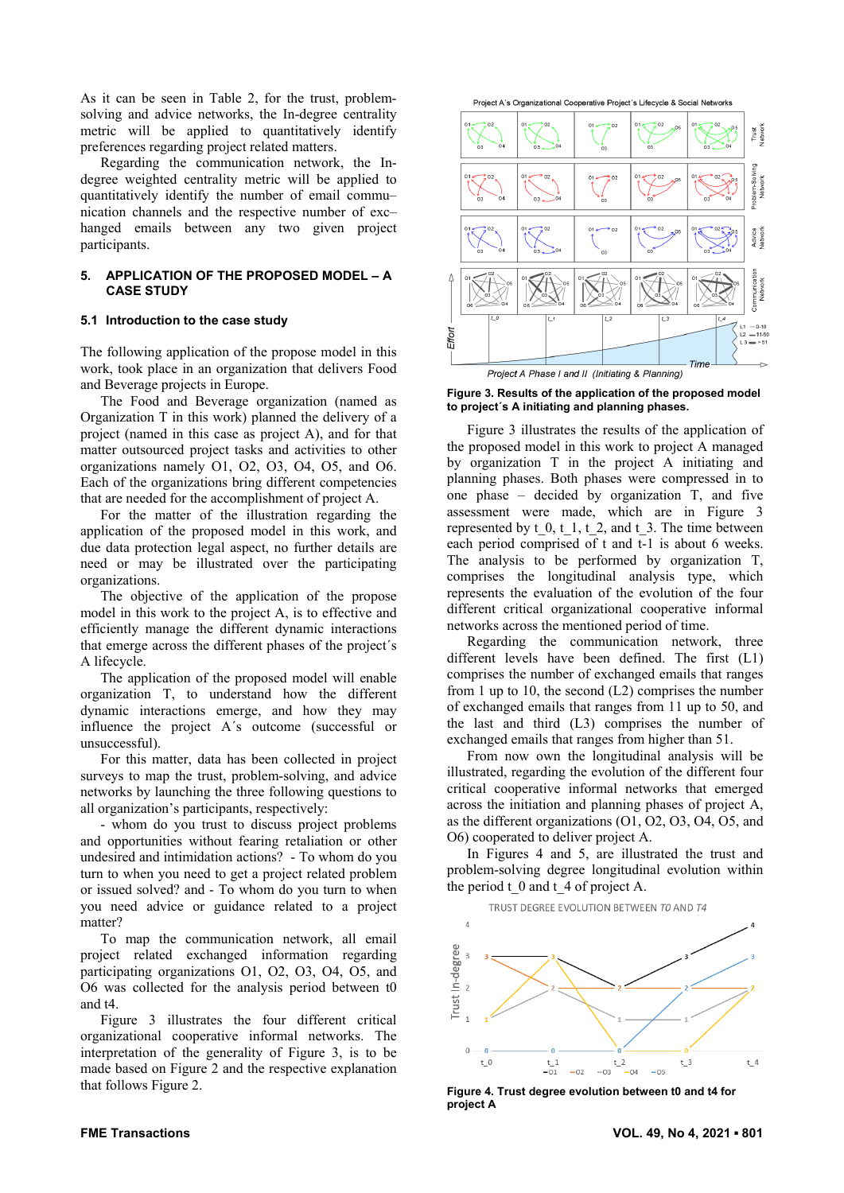As it can be seen in Table 2, for the trust, problem-solving and advice networks, the In-degree centrality metric will be applied to quantitatively identify preferences regarding project related matters.

Regarding the communication network, the In-degree weighted centrality metric will be applied to quantitatively identify the number of email commu–nication channels and the respective number of exc–hanged emails between any two given project participants.

## 5. APPLICATION OF THE PROPOSED MODEL – A CASE STUDY

### 5.1 Introduction to the case study

The following application of the propose model in this work, took place in an organization that delivers Food and Beverage projects in Europe.

The Food and Beverage organization (named as Organization T in this work) planned the delivery of a project (named in this case as project A), and for that matter outsourced project tasks and activities to other organizations namely O1, O2, O3, O4, O5, and O6. Each of the organizations bring different competencies that are needed for the accomplishment of project A.

For the matter of the illustration regarding the application of the proposed model in this work, and due data protection legal aspect, no further details are need or may be illustrated over the participating organizations.

The objective of the application of the propose model in this work to the project A, is to effective and efficiently manage the different dynamic interactions that emerge across the different phases of the project´s A lifecycle.

The application of the proposed model will enable organization T, to understand how the different dynamic interactions emerge, and how they may influence the project A´s outcome (successful or unsuccessful).

For this matter, data has been collected in project surveys to map the trust, problem-solving, and advice networks by launching the three following questions to all organization's participants, respectively:

- whom do you trust to discuss project problems and opportunities without fearing retaliation or other undesired and intimidation actions? - To whom do you turn to when you need to get a project related problem or issued solved? and - To whom do you turn to when you need advice or guidance related to a project matter?

To map the communication network, all email project related exchanged information regarding participating organizations O1, O2, O3, O4, O5, and O6 was collected for the analysis period between t0 and t4.

Figure 3 illustrates the four different critical organizational cooperative informal networks. The interpretation of the generality of Figure 3, is to be made based on Figure 2 and the respective explanation that follows Figure 2.

**Figure 3. Results of the application of the proposed model to project´s A initiating and planning phases.**

Figure 3 illustrates the results of the application of the proposed model in this work to project A managed by organization T in the project A initiating and planning phases. Both phases were compressed in to one phase – decided by organization T, and five assessment were made, which are in Figure 3 represented by t_0, t_1, t_2, and t_3. The time between each period comprised of t and t-1 is about 6 weeks. The analysis to be performed by organization T, comprises the longitudinal analysis type, which represents the evaluation of the evolution of the four different critical organizational cooperative informal networks across the mentioned period of time.

Regarding the communication network, three different levels have been defined. The first (L1) comprises the number of exchanged emails that ranges from 1 up to 10, the second (L2) comprises the number of exchanged emails that ranges from 11 up to 50, and the last and third (L3) comprises the number of exchanged emails that ranges from higher than 51.

From now own the longitudinal analysis will be illustrated, regarding the evolution of the different four critical cooperative informal networks that emerged across the initiation and planning phases of project A, as the different organizations (O1, O2, O3, O4, O5, and O6) cooperated to deliver project A.

In Figures 4 and 5, are illustrated the trust and problem-solving degree longitudinal evolution within the period t_0 and t_4 of project A.

**Figure 4. Trust degree evolution between t0 and t4 for project A**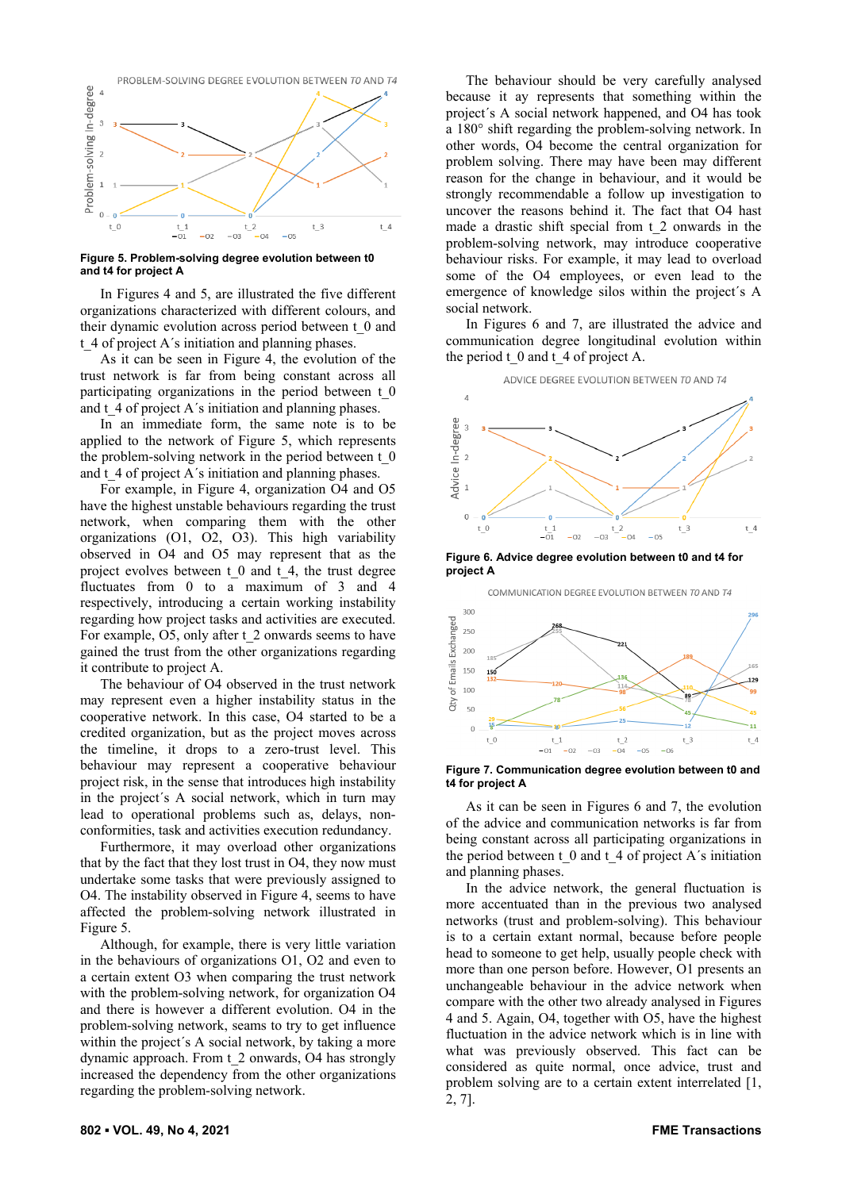**Figure 5. Problem-solving degree evolution between t0 and t4 for project A**

In Figures 4 and 5, are illustrated the five different organizations characterized with different colours, and their dynamic evolution across period between t_0 and t_4 of project A´s initiation and planning phases.

As it can be seen in Figure 4, the evolution of the trust network is far from being constant across all participating organizations in the period between t_0 and t_4 of project A´s initiation and planning phases.

In an immediate form, the same note is to be applied to the network of Figure 5, which represents the problem-solving network in the period between t_0 and t_4 of project A´s initiation and planning phases.

For example, in Figure 4, organization O4 and O5 have the highest unstable behaviours regarding the trust network, when comparing them with the other organizations (O1, O2, O3). This high variability observed in O4 and O5 may represent that as the project evolves between t_0 and t_4, the trust degree fluctuates from 0 to a maximum of 3 and 4 respectively, introducing a certain working instability regarding how project tasks and activities are executed. For example, O5, only after t_2 onwards seems to have gained the trust from the other organizations regarding it contribute to project A.

The behaviour of O4 observed in the trust network may represent even a higher instability status in the cooperative network. In this case, O4 started to be a credited organization, but as the project moves across the timeline, it drops to a zero-trust level. This behaviour may represent a cooperative behaviour project risk, in the sense that introduces high instability in the project´s A social network, which in turn may lead to operational problems such as, delays, non-conformities, task and activities execution redundancy.

Furthermore, it may overload other organizations that by the fact that they lost trust in O4, they now must undertake some tasks that were previously assigned to O4. The instability observed in Figure 4, seems to have affected the problem-solving network illustrated in Figure 5.

Although, for example, there is very little variation in the behaviours of organizations O1, O2 and even to a certain extent O3 when comparing the trust network with the problem-solving network, for organization O4 and there is however a different evolution. O4 in the problem-solving network, seams to try to get influence within the project´s A social network, by taking a more dynamic approach. From t_2 onwards, O4 has strongly increased the dependency from the other organizations regarding the problem-solving network.

The behaviour should be very carefully analysed because it ay represents that something within the project´s A social network happened, and O4 has took a 180° shift regarding the problem-solving network. In other words, O4 become the central organization for problem solving. There may have been may different reason for the change in behaviour, and it would be strongly recommendable a follow up investigation to uncover the reasons behind it. The fact that O4 hast made a drastic shift special from t_2 onwards in the problem-solving network, may introduce cooperative behaviour risks. For example, it may lead to overload some of the O4 employees, or even lead to the emergence of knowledge silos within the project´s A social network.

In Figures 6 and 7, are illustrated the advice and communication degree longitudinal evolution within the period t_0 and t_4 of project A.

**Figure 6. Advice degree evolution between t0 and t4 for project A**

**Figure 7. Communication degree evolution between t0 and t4 for project A**

As it can be seen in Figures 6 and 7, the evolution of the advice and communication networks is far from being constant across all participating organizations in the period between t_0 and t_4 of project A´s initiation and planning phases.

In the advice network, the general fluctuation is more accentuated than in the previous two analysed networks (trust and problem-solving). This behaviour is to a certain extant normal, because before people head to someone to get help, usually people check with more than one person before. However, O1 presents an unchangeable behaviour in the advice network when compare with the other two already analysed in Figures 4 and 5. Again, O4, together with O5, have the highest fluctuation in the advice network which is in line with what was previously observed. This fact can be considered as quite normal, once advice, trust and problem solving are to a certain extent interrelated [1, 2, 7].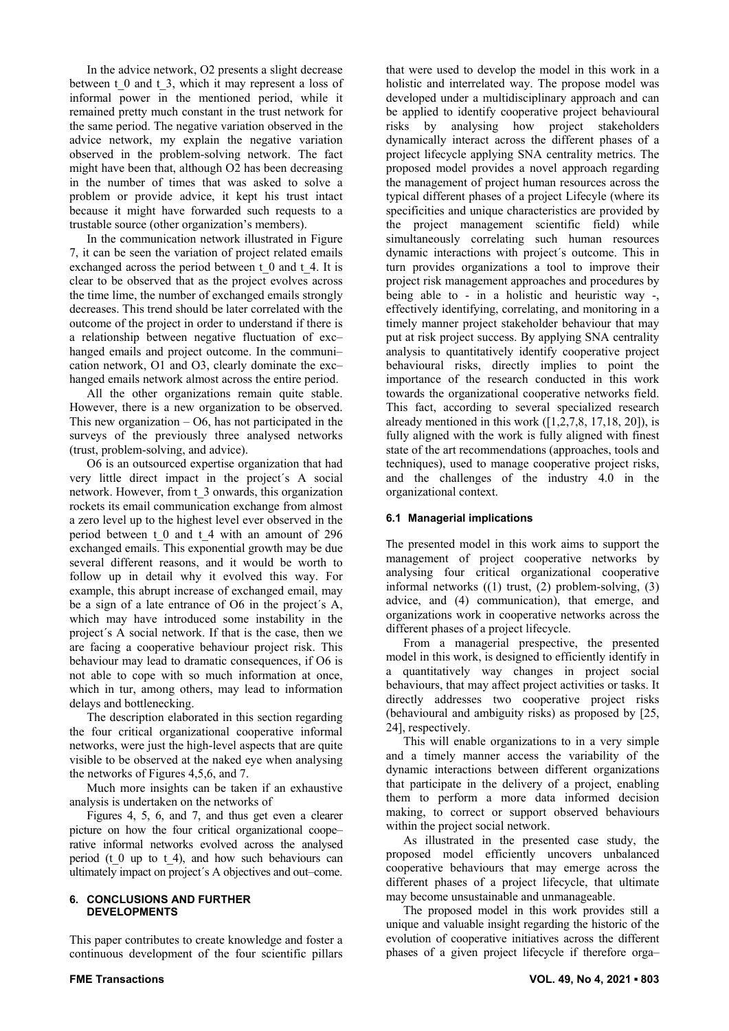In the advice network, O2 presents a slight decrease between t_0 and t_3, which it may represent a loss of informal power in the mentioned period, while it remained pretty much constant in the trust network for the same period. The negative variation observed in the advice network, my explain the negative variation observed in the problem-solving network. The fact might have been that, although O2 has been decreasing in the number of times that was asked to solve a problem or provide advice, it kept his trust intact because it might have forwarded such requests to a trustable source (other organization's members).

In the communication network illustrated in Figure 7, it can be seen the variation of project related emails exchanged across the period between t_0 and t_4. It is clear to be observed that as the project evolves across the time lime, the number of exchanged emails strongly decreases. This trend should be later correlated with the outcome of the project in order to understand if there is a relationship between negative fluctuation of exchanged emails and project outcome. In the communication network, O1 and O3, clearly dominate the exchanged emails network almost across the entire period.

All the other organizations remain quite stable. However, there is a new organization to be observed. This new organization – O6, has not participated in the surveys of the previously three analysed networks (trust, problem-solving, and advice).

O6 is an outsourced expertise organization that had very little direct impact in the project´s A social network. However, from t_3 onwards, this organization rockets its email communication exchange from almost a zero level up to the highest level ever observed in the period between t_0 and t_4 with an amount of 296 exchanged emails. This exponential growth may be due several different reasons, and it would be worth to follow up in detail why it evolved this way. For example, this abrupt increase of exchanged email, may be a sign of a late entrance of O6 in the project´s A, which may have introduced some instability in the project´s A social network. If that is the case, then we are facing a cooperative behaviour project risk. This behaviour may lead to dramatic consequences, if O6 is not able to cope with so much information at once, which in tur, among others, may lead to information delays and bottlenecking.

The description elaborated in this section regarding the four critical organizational cooperative informal networks, were just the high-level aspects that are quite visible to be observed at the naked eye when analysing the networks of Figures 4,5,6, and 7.

Much more insights can be taken if an exhaustive analysis is undertaken on the networks of Figures 4, 5, 6, and 7, and thus get even a clearer picture on how the four critical organizational cooperative informal networks evolved across the analysed period (t_0 up to t_4), and how such behaviours can ultimately impact on project´s A objectives and out–come.

## 6. CONCLUSIONS AND FURTHER DEVELOPMENTS

This paper contributes to create knowledge and foster a continuous development of the four scientific pillars that were used to develop the model in this work in a holistic and interrelated way. The propose model was developed under a multidisciplinary approach and can be applied to identify cooperative project behavioural risks by analysing how project stakeholders dynamically interact across the different phases of a project lifecycle applying SNA centrality metrics. The proposed model provides a novel approach regarding the management of project human resources across the typical different phases of a project Lifecyle (where its specificities and unique characteristics are provided by the project management scientific field) while simultaneously correlating such human resources dynamic interactions with project´s outcome. This in turn provides organizations a tool to improve their project risk management approaches and procedures by being able to - in a holistic and heuristic way -, effectively identifying, correlating, and monitoring in a timely manner project stakeholder behaviour that may put at risk project success. By applying SNA centrality analysis to quantitatively identify cooperative project behavioural risks, directly implies to point the importance of the research conducted in this work towards the organizational cooperative networks field. This fact, according to several specialized research already mentioned in this work ([1,2,7,8, 17,18, 20]), is fully aligned with the work is fully aligned with finest state of the art recommendations (approaches, tools and techniques), used to manage cooperative project risks, and the challenges of the industry 4.0 in the organizational context.

### 6.1 Managerial implications

The presented model in this work aims to support the management of project cooperative networks by analysing four critical organizational cooperative informal networks ((1) trust, (2) problem-solving, (3) advice, and (4) communication), that emerge, and organizations work in cooperative networks across the different phases of a project lifecycle.

From a managerial prespective, the presented model in this work, is designed to efficiently identify in a quantitatively way changes in project social behaviours, that may affect project activities or tasks. It directly addresses two cooperative project risks (behavioural and ambiguity risks) as proposed by [25, 24], respectively.

This will enable organizations to in a very simple and a timely manner access the variability of the dynamic interactions between different organizations that participate in the delivery of a project, enabling them to perform a more data informed decision making, to correct or support observed behaviours within the project social network.

As illustrated in the presented case study, the proposed model efficiently uncovers unbalanced cooperative behaviours that may emerge across the different phases of a project lifecycle, that ultimate may become unsustainable and unmanageable.

The proposed model in this work provides still a unique and valuable insight regarding the historic of the evolution of cooperative initiatives across the different phases of a given project lifecycle if therefore orga–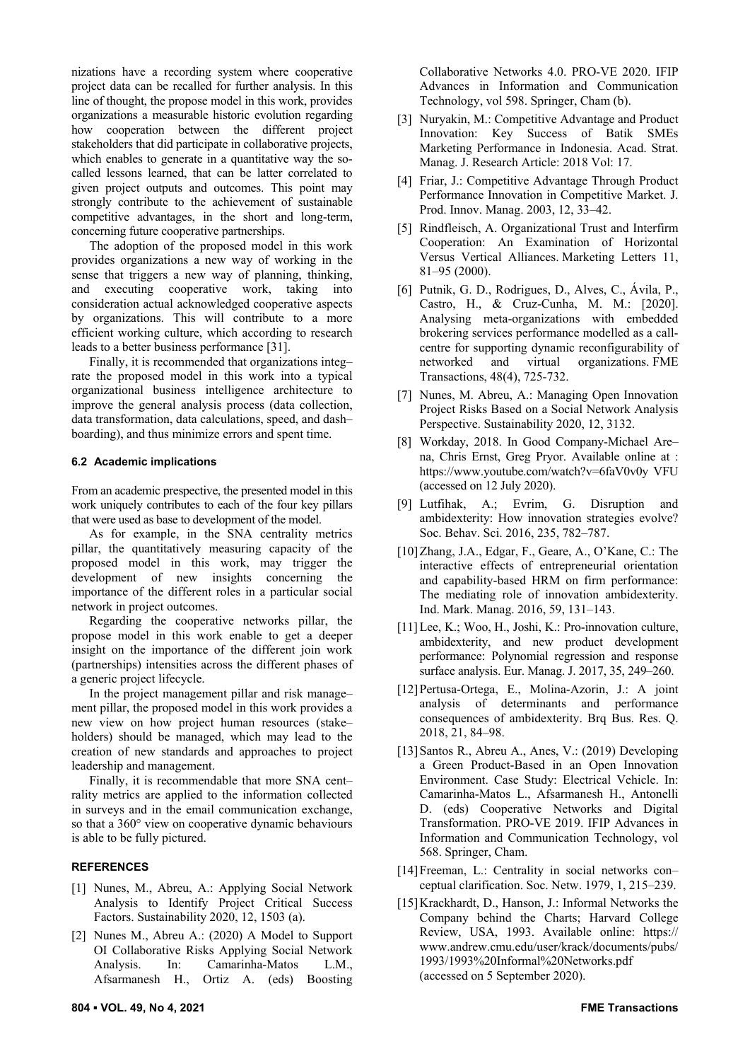nizations have a recording system where cooperative project data can be recalled for further analysis. In this line of thought, the propose model in this work, provides organizations a measurable historic evolution regarding how cooperation between the different project stakeholders that did participate in collaborative projects, which enables to generate in a quantitative way the so-called lessons learned, that can be latter correlated to given project outputs and outcomes. This point may strongly contribute to the achievement of sustainable competitive advantages, in the short and long-term, concerning future cooperative partnerships.

The adoption of the proposed model in this work provides organizations a new way of working in the sense that triggers a new way of planning, thinking, and executing cooperative work, taking into consideration actual acknowledged cooperative aspects by organizations. This will contribute to a more efficient working culture, which according to research leads to a better business performance [31].

Finally, it is recommended that organizations integrate the proposed model in this work into a typical organizational business intelligence architecture to improve the general analysis process (data collection, data transformation, data calculations, speed, and dashboarding), and thus minimize errors and spent time.

### 6.2 Academic implications

From an academic prespective, the presented model in this work uniquely contributes to each of the four key pillars that were used as base to development of the model.

As for example, in the SNA centrality metrics pillar, the quantitatively measuring capacity of the proposed model in this work, may trigger the development of new insights concerning the importance of the different roles in a particular social network in project outcomes.

Regarding the cooperative networks pillar, the propose model in this work enable to get a deeper insight on the importance of the different join work (partnerships) intensities across the different phases of a generic project lifecycle.

In the project management pillar and risk management pillar, the proposed model in this work provides a new view on how project human resources (stakeholders) should be managed, which may lead to the creation of new standards and approaches to project leadership and management.

Finally, it is recommendable that more SNA centrality metrics are applied to the information collected in surveys and in the email communication exchange, so that a 360° view on cooperative dynamic behaviours is able to be fully pictured.

## REFERENCES

[1] Nunes, M., Abreu, A.: Applying Social Network Analysis to Identify Project Critical Success Factors. Sustainability 2020, 12, 1503 (a).

[2] Nunes M., Abreu A.: (2020) A Model to Support OI Collaborative Risks Applying Social Network Analysis. In: Camarinha-Matos L.M., Afsarmanesh H., Ortiz A. (eds) Boosting Collaborative Networks 4.0. PRO-VE 2020. IFIP Advances in Information and Communication Technology, vol 598. Springer, Cham (b).

[3] Nuryakin, M.: Competitive Advantage and Product Innovation: Key Success of Batik SMEs Marketing Performance in Indonesia. Acad. Strat. Manag. J. Research Article: 2018 Vol: 17.

[4] Friar, J.: Competitive Advantage Through Product Performance Innovation in Competitive Market. J. Prod. Innov. Manag. 2003, 12, 33–42.

[5] Rindfleisch, A. Organizational Trust and Interfirm Cooperation: An Examination of Horizontal Versus Vertical Alliances. Marketing Letters 11, 81–95 (2000).

[6] Putnik, G. D., Rodrigues, D., Alves, C., Ávila, P., Castro, H., & Cruz-Cunha, M. M.: [2020]. Analysing meta-organizations with embedded brokering services performance modelled as a call-centre for supporting dynamic reconfigurability of networked and virtual organizations. FME Transactions, 48(4), 725-732.

[7] Nunes, M. Abreu, A.: Managing Open Innovation Project Risks Based on a Social Network Analysis Perspective. Sustainability 2020, 12, 3132.

[8] Workday, 2018. In Good Company-Michael Arena, Chris Ernst, Greg Pryor. Available online at : https://www.youtube.com/watch?v=6faV0v0y VFU (accessed on 12 July 2020).

[9] Lutfihak, A.; Evrim, G. Disruption and ambidexterity: How innovation strategies evolve? Soc. Behav. Sci. 2016, 235, 782–787.

[10] Zhang, J.A., Edgar, F., Geare, A., O'Kane, C.: The interactive effects of entrepreneurial orientation and capability-based HRM on firm performance: The mediating role of innovation ambidexterity. Ind. Mark. Manag. 2016, 59, 131–143.

[11] Lee, K.; Woo, H., Joshi, K.: Pro-innovation culture, ambidexterity, and new product development performance: Polynomial regression and response surface analysis. Eur. Manag. J. 2017, 35, 249–260.

[12] Pertusa-Ortega, E., Molina-Azorin, J.: A joint analysis of determinants and performance consequences of ambidexterity. Brq Bus. Res. Q. 2018, 21, 84–98.

[13] Santos R., Abreu A., Anes, V.: (2019) Developing a Green Product-Based in an Open Innovation Environment. Case Study: Electrical Vehicle. In: Camarinha-Matos L., Afsarmanesh H., Antonelli D. (eds) Cooperative Networks and Digital Transformation. PRO-VE 2019. IFIP Advances in Information and Communication Technology, vol 568. Springer, Cham.

[14] Freeman, L.: Centrality in social networks conceptual clarification. Soc. Netw. 1979, 1, 215–239.

[15] Krackhardt, D., Hanson, J.: Informal Networks the Company behind the Charts; Harvard College Review, USA, 1993. Available online: https://www.andrew.cmu.edu/user/krack/documents/pubs/1993/1993%20Informal%20Networks.pdf (accessed on 5 September 2020).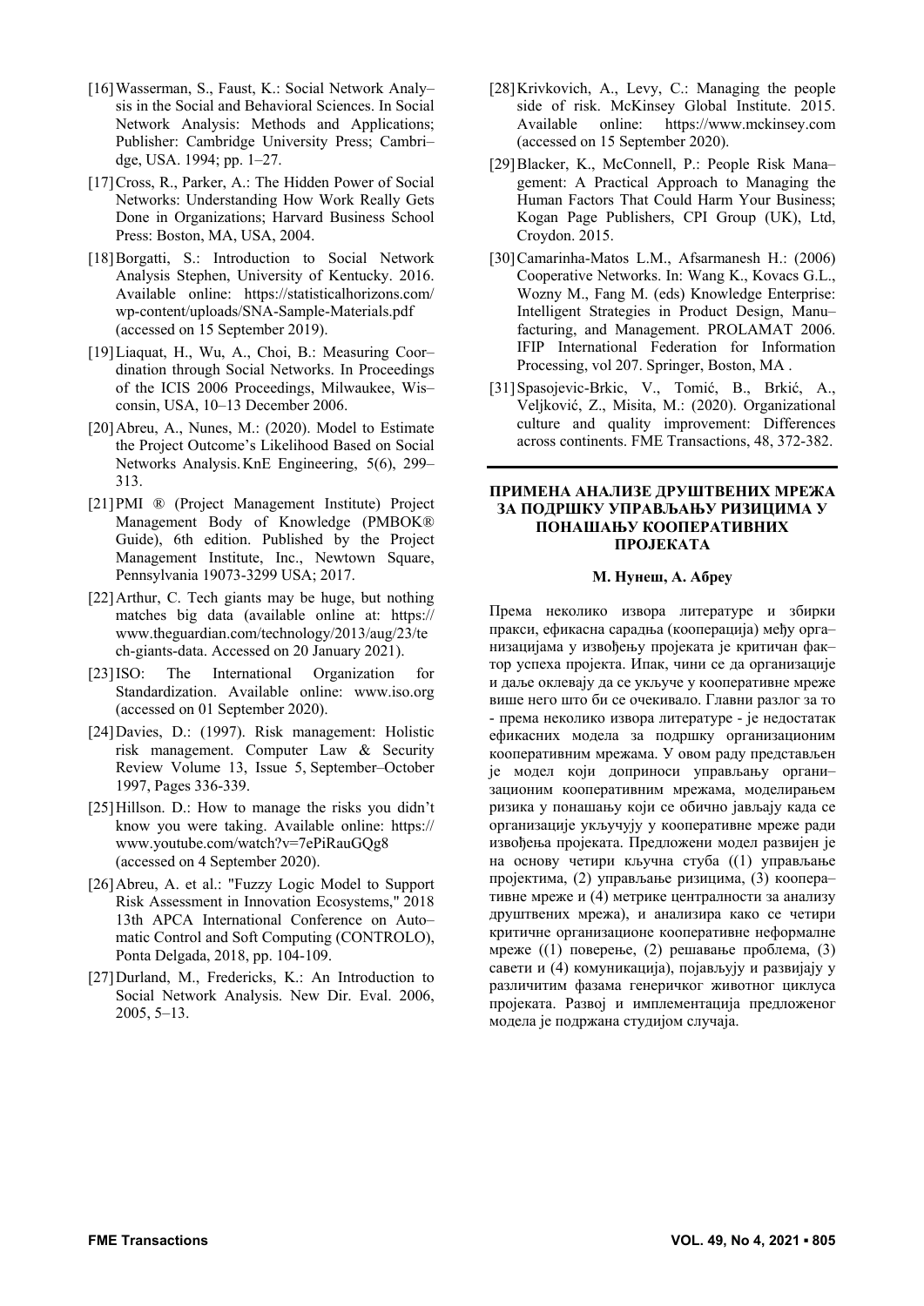[16] Wasserman, S., Faust, K.: Social Network Analysis in the Social and Behavioral Sciences. In Social Network Analysis: Methods and Applications; Publisher: Cambridge University Press; Cambridge, USA. 1994; pp. 1–27.

[17] Cross, R., Parker, A.: The Hidden Power of Social Networks: Understanding How Work Really Gets Done in Organizations; Harvard Business School Press: Boston, MA, USA, 2004.

[18] Borgatti, S.: Introduction to Social Network Analysis Stephen, University of Kentucky. 2016. Available online: https://statisticalhorizons.com/wp-content/uploads/SNA-Sample-Materials.pdf (accessed on 15 September 2019).

[19] Liaquat, H., Wu, A., Choi, B.: Measuring Coordination through Social Networks. In Proceedings of the ICIS 2006 Proceedings, Milwaukee, Wisconsin, USA, 10–13 December 2006.

[20] Abreu, A., Nunes, M.: (2020). Model to Estimate the Project Outcome's Likelihood Based on Social Networks Analysis. KnE Engineering, 5(6), 299–313.

[21] PMI ® (Project Management Institute) Project Management Body of Knowledge (PMBOK® Guide), 6th edition. Published by the Project Management Institute, Inc., Newtown Square, Pennsylvania 19073-3299 USA; 2017.

[22] Arthur, C. Tech giants may be huge, but nothing matches big data (available online at: https://www.theguardian.com/technology/2013/aug/23/tech-giants-data. Accessed on 20 January 2021).

[23] ISO: The International Organization for Standardization. Available online: www.iso.org (accessed on 01 September 2020).

[24] Davies, D.: (1997). Risk management: Holistic risk management. Computer Law & Security Review Volume 13, Issue 5, September–October 1997, Pages 336-339.

[25] Hillson. D.: How to manage the risks you didn't know you were taking. Available online: https://www.youtube.com/watch?v=7ePiRauGQg8 (accessed on 4 September 2020).

[26] Abreu, A. et al.: "Fuzzy Logic Model to Support Risk Assessment in Innovation Ecosystems," 2018 13th APCA International Conference on Automatic Control and Soft Computing (CONTROLO), Ponta Delgada, 2018, pp. 104-109.

[27] Durland, M., Fredericks, K.: An Introduction to Social Network Analysis. New Dir. Eval. 2006, 2005, 5–13.

[28] Krivkovich, A., Levy, C.: Managing the people side of risk. McKinsey Global Institute. 2015. Available online: https://www.mckinsey.com (accessed on 15 September 2020).

[29] Blacker, K., McConnell, P.: People Risk Management: A Practical Approach to Managing the Human Factors That Could Harm Your Business; Kogan Page Publishers, CPI Group (UK), Ltd, Croydon. 2015.

[30] Camarinha-Matos L.M., Afsarmanesh H.: (2006) Cooperative Networks. In: Wang K., Kovacs G.L., Wozny M., Fang M. (eds) Knowledge Enterprise: Intelligent Strategies in Product Design, Manufacturing, and Management. PROLAMAT 2006. IFIP International Federation for Information Processing, vol 207. Springer, Boston, MA .

[31] Spasojevic-Brkic, V., Tomić, B., Brkić, A., Veljković, Z., Misita, M.: (2020). Organizational culture and quality improvement: Differences across continents. FME Transactions, 48, 372-382.

## ПРИМЕНА АНАЛИЗЕ ДРУШТВЕНИХ МРЕЖА ЗА ПОДРШКУ УПРАВЉАЊУ РИЗИЦИМА У ПОНАШАЊУ КООПЕРАТИВНИХ ПРОЈЕКАТА

**М. Нунеш, А. Абреу**

Према неколико извора литературе и збирки пракси, ефикасна сарадња (кооперација) међу организацијама у извођењу пројеката је критичан фактор успеха пројекта. Ипак, чини се да организације и даље оклевају да се укључе у кооперативне мреже више него што би се очекивало. Главни разлог за то - према неколико извора литературе - је недостатак ефикасних модела за подршку организационим кооперативним мрежама. У овом раду представљен је модел који доприноси управљању организационим кооперативним мрежама, моделирањем ризика у понашању који се обично јављају када се организације укључују у кооперативне мреже ради извођења пројеката. Предложени модел развијен је на основу четири кључна стуба ((1) управљање пројектима, (2) управљање ризицима, (3) кооперативне мреже и (4) метрике централности за анализу друштвених мрежа), и анализира како се четири критичне организационе кооперативне неформалне мреже ((1) поверење, (2) решавање проблема, (3) савети и (4) комуникација), појављују и развијају у различитим фазама генеричког животног циклуса пројеката. Развој и имплементација предложеног модела је подржана студијом случаја.